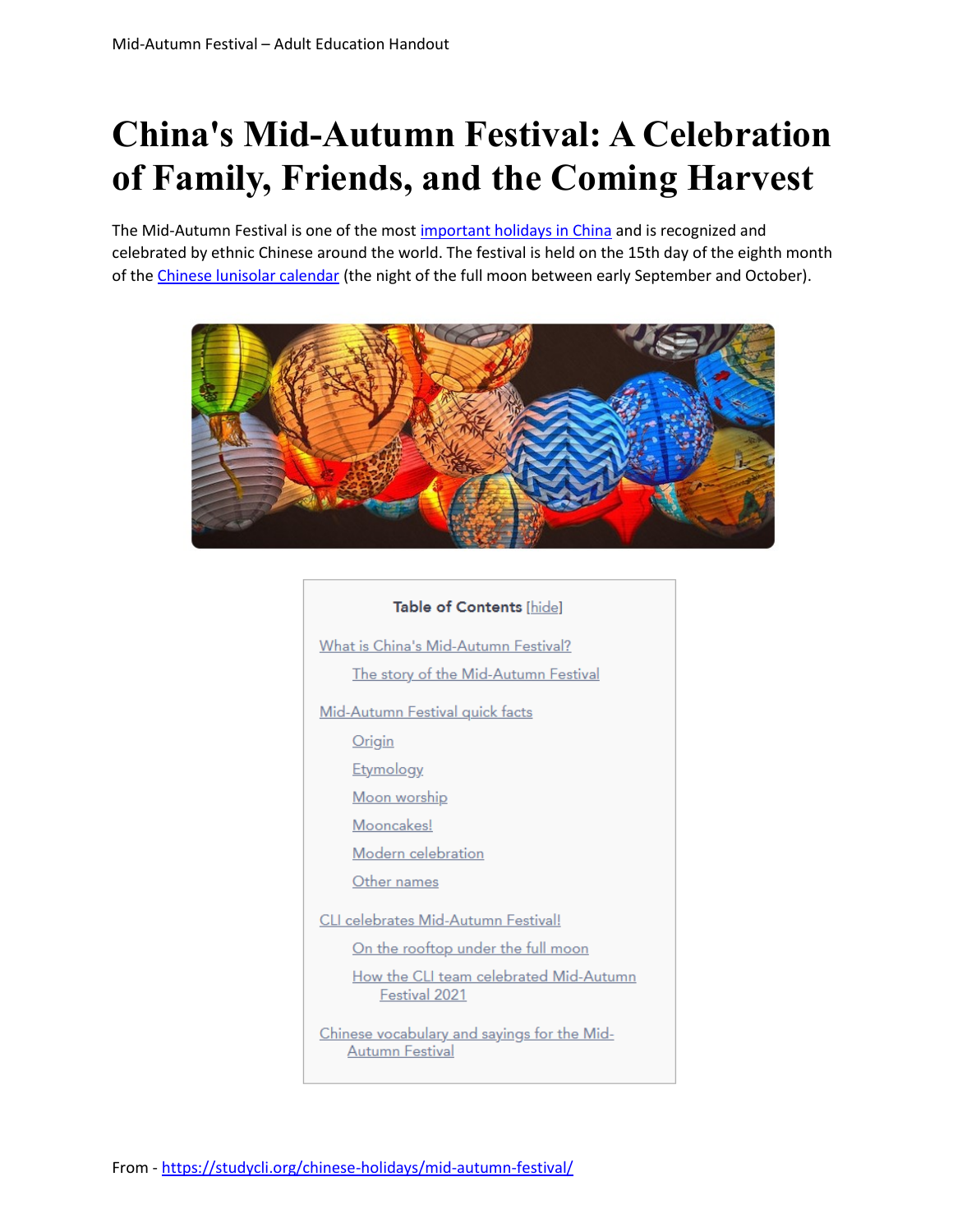# China's Mid-Autumn Festival: A Celebration of Family, Friends, and the Coming Harvest

The Mid-Autumn Festival is one of the most important holidays in China and is recognized and celebrated by ethnic Chinese around the world. The festival is held on the 15th day of the eighth month of the Chinese lunisolar calendar (the night of the full moon between early September and October).

**Table of Contents** [hide]

- What is China's Mid-Autumn Festival?
  - The story of the Mid-Autumn Festival
- Mid-Autumn Festival quick facts
  - Origin
  - Etymology
  - Moon worship
  - Mooncakes!
  - Modern celebration
  - Other names
- CLI celebrates Mid-Autumn Festival!
  - On the rooftop under the full moon
  - How the CLI team celebrated Mid-Autumn Festival 2021
- Chinese vocabulary and sayings for the Mid-Autumn Festival

From - https://studycli.org/chinese-holidays/mid-autumn-festival/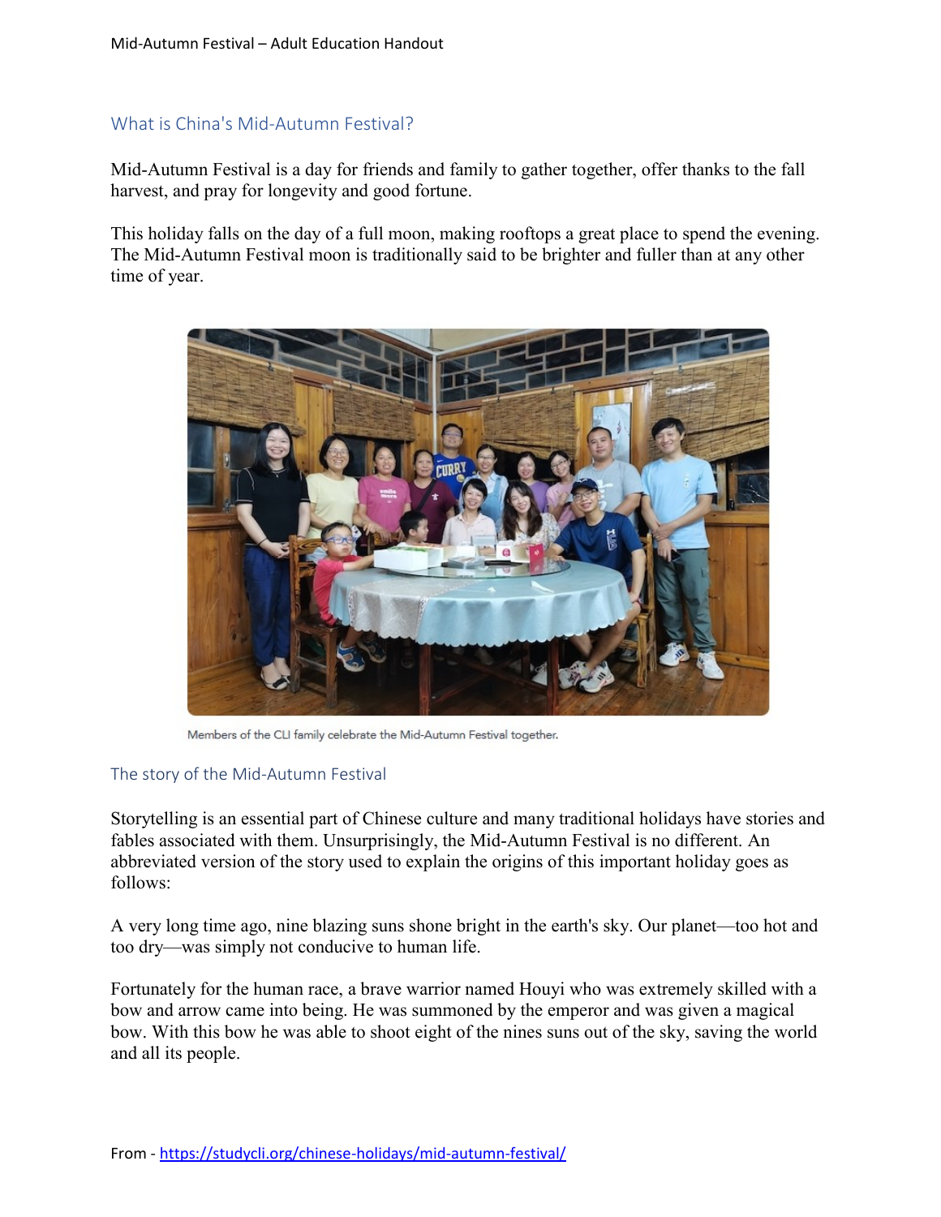## What is China's Mid-Autumn Festival?

Mid-Autumn Festival is a day for friends and family to gather together, offer thanks to the fall harvest, and pray for longevity and good fortune.

This holiday falls on the day of a full moon, making rooftops a great place to spend the evening. The Mid-Autumn Festival moon is traditionally said to be brighter and fuller than at any other time of year.

Members of the CLI family celebrate the Mid-Autumn Festival together.

## The story of the Mid-Autumn Festival

Storytelling is an essential part of Chinese culture and many traditional holidays have stories and fables associated with them. Unsurprisingly, the Mid-Autumn Festival is no different. An abbreviated version of the story used to explain the origins of this important holiday goes as follows:

A very long time ago, nine blazing suns shone bright in the earth's sky. Our planet—too hot and too dry—was simply not conducive to human life.

Fortunately for the human race, a brave warrior named Houyi who was extremely skilled with a bow and arrow came into being. He was summoned by the emperor and was given a magical bow. With this bow he was able to shoot eight of the nines suns out of the sky, saving the world and all its people.

From - https://studycli.org/chinese-holidays/mid-autumn-festival/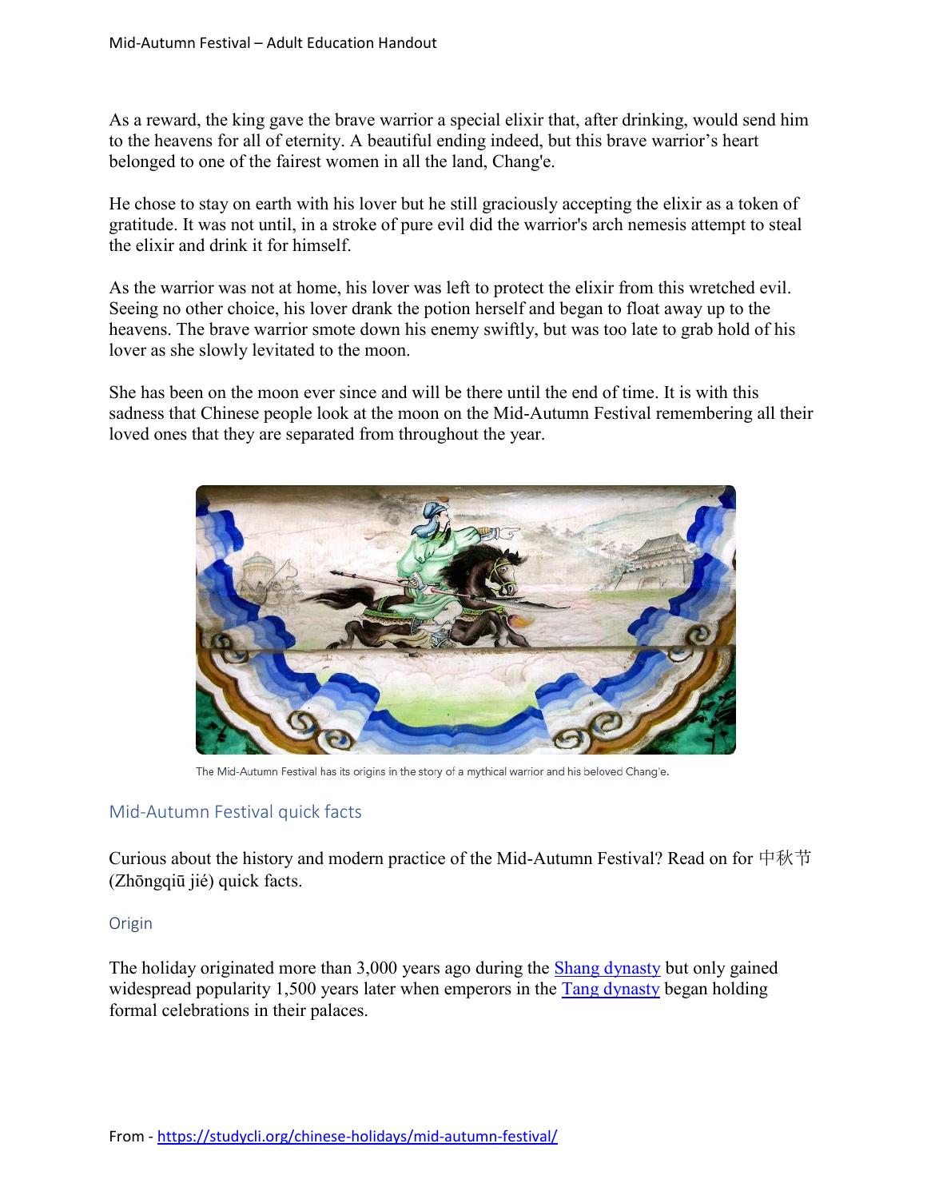As a reward, the king gave the brave warrior a special elixir that, after drinking, would send him to the heavens for all of eternity. A beautiful ending indeed, but this brave warrior's heart belonged to one of the fairest women in all the land, Chang'e.

He chose to stay on earth with his lover but he still graciously accepting the elixir as a token of gratitude. It was not until, in a stroke of pure evil did the warrior's arch nemesis attempt to steal the elixir and drink it for himself.

As the warrior was not at home, his lover was left to protect the elixir from this wretched evil. Seeing no other choice, his lover drank the potion herself and began to float away up to the heavens. The brave warrior smote down his enemy swiftly, but was too late to grab hold of his lover as she slowly levitated to the moon.

She has been on the moon ever since and will be there until the end of time. It is with this sadness that Chinese people look at the moon on the Mid-Autumn Festival remembering all their loved ones that they are separated from throughout the year.

The Mid-Autumn Festival has its origins in the story of a mythical warrior and his beloved Chang'e.

## Mid-Autumn Festival quick facts

Curious about the history and modern practice of the Mid-Autumn Festival? Read on for 中秋节 (Zhōngqiū jié) quick facts.

### Origin

The holiday originated more than 3,000 years ago during the [Shang dynasty](#) but only gained widespread popularity 1,500 years later when emperors in the [Tang dynasty](#) began holding formal celebrations in their palaces.

From - [https://studycli.org/chinese-holidays/mid-autumn-festival/](https://studycli.org/chinese-holidays/mid-autumn-festival/)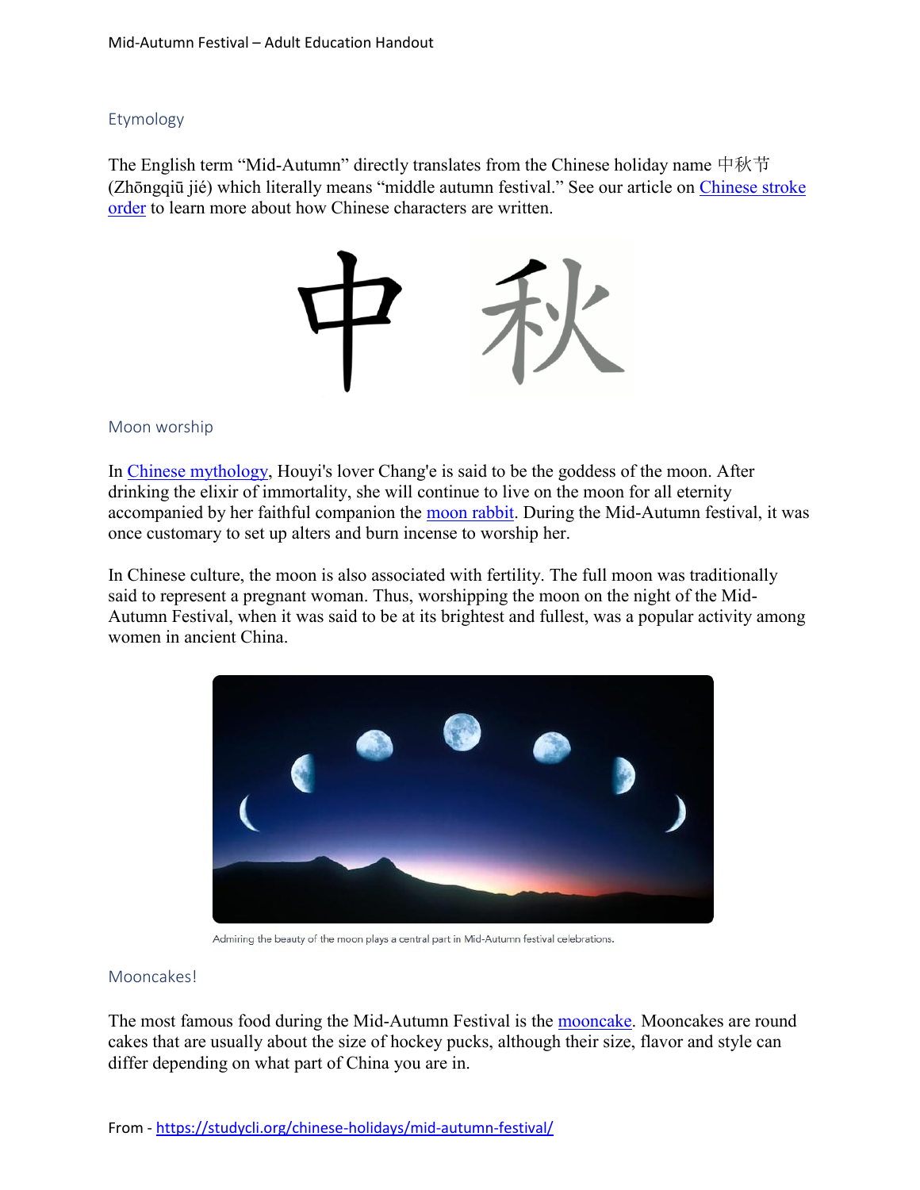## Etymology

The English term "Mid-Autumn" directly translates from the Chinese holiday name 中秋节 (Zhōngqiū jié) which literally means "middle autumn festival." See our article on [Chinese stroke order](#) to learn more about how Chinese characters are written.

## Moon worship

In [Chinese mythology](#), Houyi's lover Chang'e is said to be the goddess of the moon. After drinking the elixir of immortality, she will continue to live on the moon for all eternity accompanied by her faithful companion the [moon rabbit](#). During the Mid-Autumn festival, it was once customary to set up alters and burn incense to worship her.

In Chinese culture, the moon is also associated with fertility. The full moon was traditionally said to represent a pregnant woman. Thus, worshipping the moon on the night of the Mid-Autumn Festival, when it was said to be at its brightest and fullest, was a popular activity among women in ancient China.

Admiring the beauty of the moon plays a central part in Mid-Autumn festival celebrations.

## Mooncakes!

The most famous food during the Mid-Autumn Festival is the [mooncake](#). Mooncakes are round cakes that are usually about the size of hockey pucks, although their size, flavor and style can differ depending on what part of China you are in.

From - https://studycli.org/chinese-holidays/mid-autumn-festival/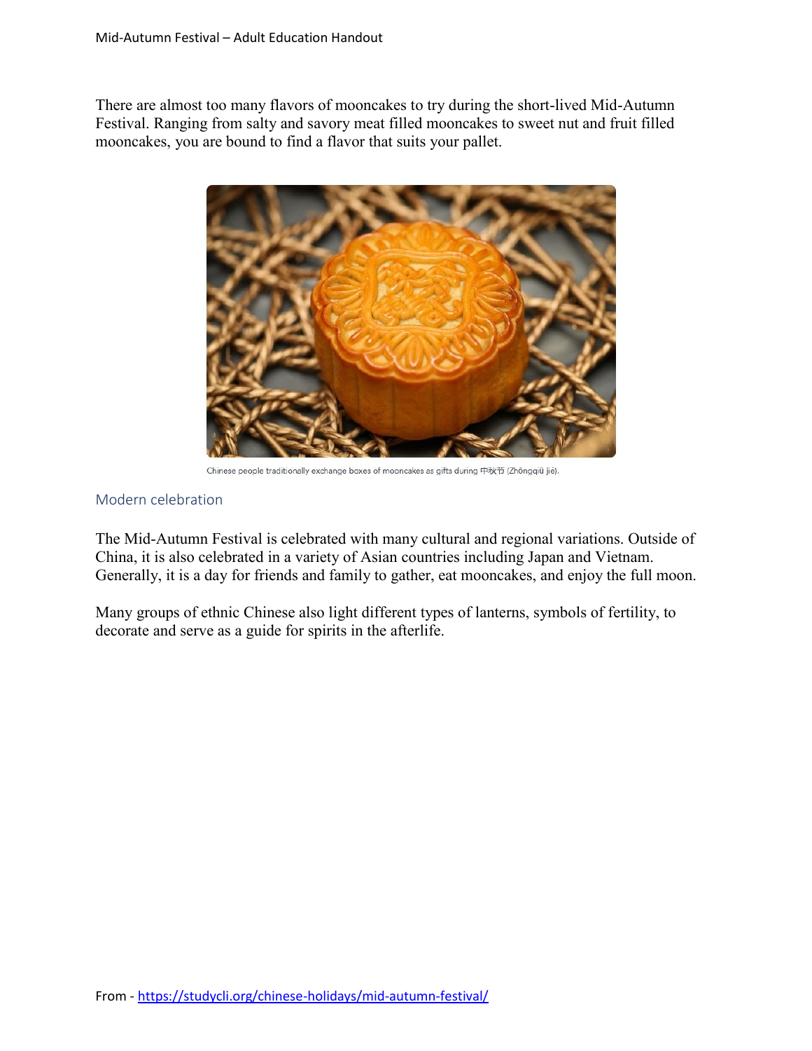There are almost too many flavors of mooncakes to try during the short-lived Mid-Autumn Festival. Ranging from salty and savory meat filled mooncakes to sweet nut and fruit filled mooncakes, you are bound to find a flavor that suits your pallet.

Chinese people traditionally exchange boxes of mooncakes as gifts during 中秋节 (Zhōngqiū jié).

## Modern celebration

The Mid-Autumn Festival is celebrated with many cultural and regional variations. Outside of China, it is also celebrated in a variety of Asian countries including Japan and Vietnam. Generally, it is a day for friends and family to gather, eat mooncakes, and enjoy the full moon.

Many groups of ethnic Chinese also light different types of lanterns, symbols of fertility, to decorate and serve as a guide for spirits in the afterlife.

From - https://studycli.org/chinese-holidays/mid-autumn-festival/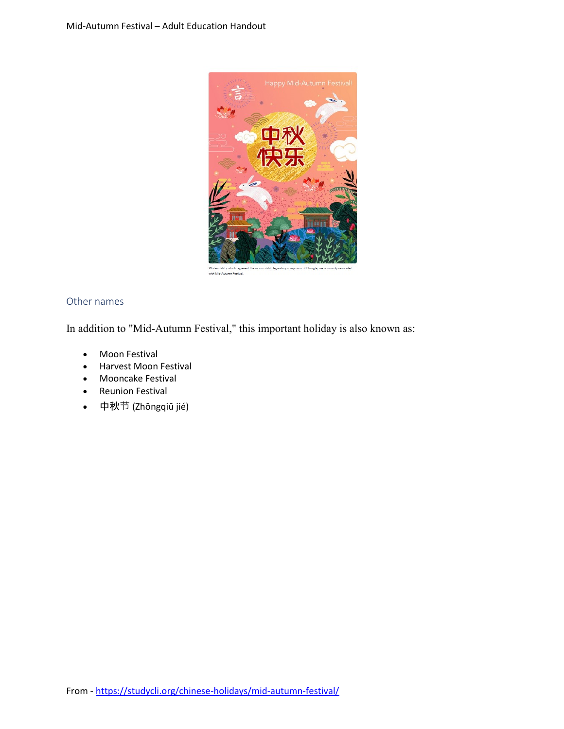White rabbits, which represent the moon rabbit, legendary companion of Chang'e, are commonly associated with Mid-Autumn Festival.

## Other names

In addition to "Mid-Autumn Festival," this important holiday is also known as:

- Moon Festival
- Harvest Moon Festival
- Mooncake Festival
- Reunion Festival
- 中秋节 (Zhōngqiū jié)

From - https://studycli.org/chinese-holidays/mid-autumn-festival/